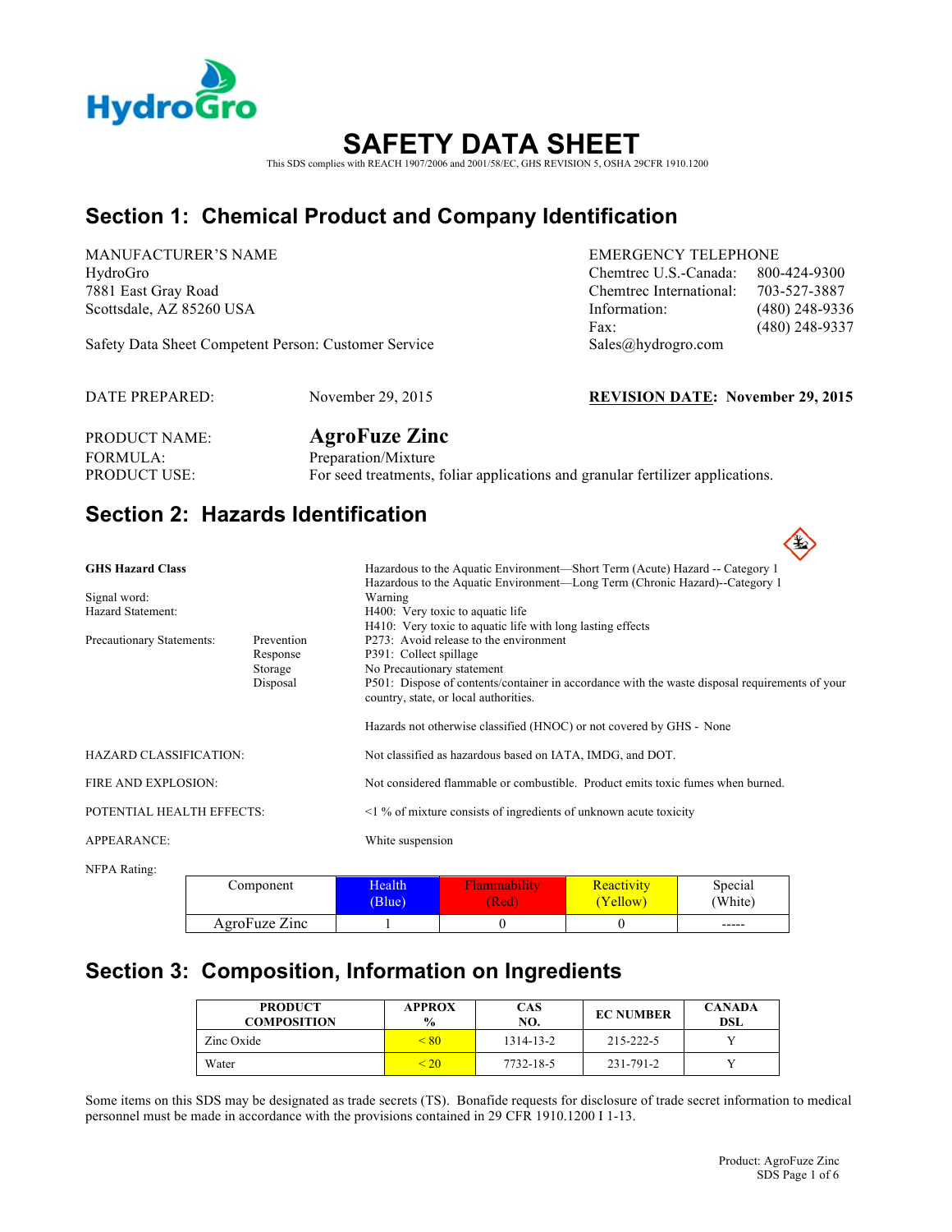HydroGro

# SAFETY DATA SHEET

This SDS complies with REACH 1907/2006 and 2001/58/EC, GHS REVISION 5, OSHA 29CFR 1910.1200

## Section 1: Chemical Product and Company Identification

MANUFACTURER'S NAME
HydroGro
7881 East Gray Road
Scottsdale, AZ 85260 USA

Safety Data Sheet Competent Person: Customer Service

EMERGENCY TELEPHONE
Chemtrec U.S.-Canada: 800-424-9300
Chemtrec International: 703-527-3887
Information: (480) 248-9336
Fax: (480) 248-9337
Sales@hydrogro.com

DATE PREPARED: November 29, 2015

**REVISION DATE: November 29, 2015**

PRODUCT NAME: **AgroFuze Zinc**
FORMULA: Preparation/Mixture
PRODUCT USE: For seed treatments, foliar applications and granular fertilizer applications.

## Section 2: Hazards Identification

**GHS Hazard Class**
Hazardous to the Aquatic Environment—Short Term (Acute) Hazard -- Category 1
Hazardous to the Aquatic Environment—Long Term (Chronic Hazard)--Category 1

Signal word: Warning

Hazard Statement:
H400: Very toxic to aquatic life
H410: Very toxic to aquatic life with long lasting effects

Precautionary Statements:
- Prevention: P273: Avoid release to the environment
- Response: P391: Collect spillage
- Storage: No Precautionary statement
- Disposal: P501: Dispose of contents/container in accordance with the waste disposal requirements of your country, state, or local authorities.

Hazards not otherwise classified (HNOC) or not covered by GHS - None

HAZARD CLASSIFICATION: Not classified as hazardous based on IATA, IMDG, and DOT.

FIRE AND EXPLOSION: Not considered flammable or combustible. Product emits toxic fumes when burned.

POTENTIAL HEALTH EFFECTS: <1 % of mixture consists of ingredients of unknown acute toxicity

APPEARANCE: White suspension

NFPA Rating:

| Component | Health (Blue) | Flammability (Red) | Reactivity (Yellow) | Special (White) |
|---|---|---|---|---|
| AgroFuze Zinc | 1 | 0 | 0 | ----- |

## Section 3: Composition, Information on Ingredients

| PRODUCT COMPOSITION | APPROX % | CAS NO. | EC NUMBER | CANADA DSL |
|---|---|---|---|---|
| Zinc Oxide | < 80 | 1314-13-2 | 215-222-5 | Y |
| Water | < 20 | 7732-18-5 | 231-791-2 | Y |

Some items on this SDS may be designated as trade secrets (TS). Bonafide requests for disclosure of trade secret information to medical personnel must be made in accordance with the provisions contained in 29 CFR 1910.1200 I 1-13.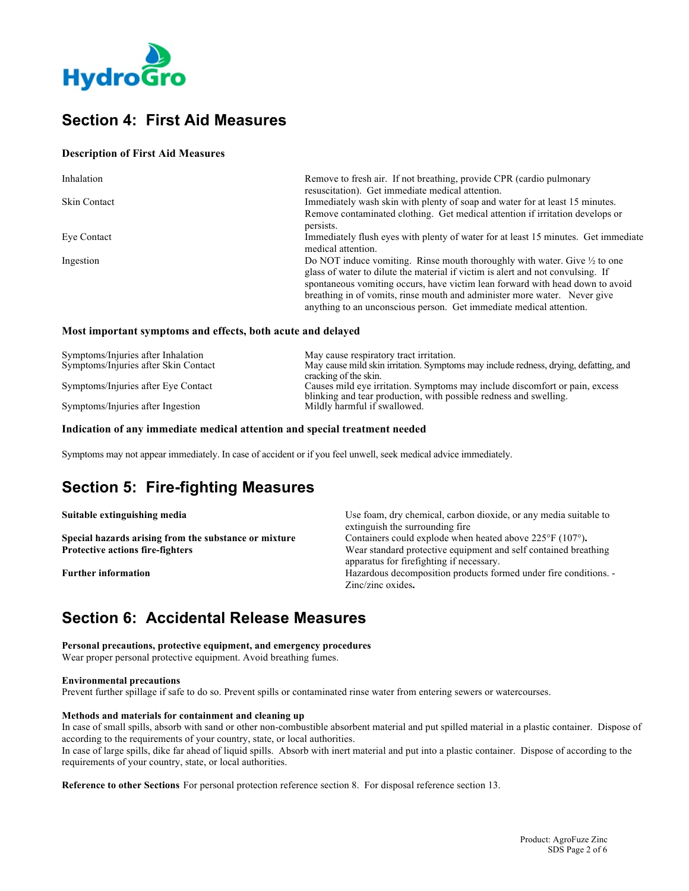## Section 4:  First Aid Measures

### Description of First Aid Measures

| | |
|---|---|
| Inhalation | Remove to fresh air.  If not breathing, provide CPR (cardio pulmonary resuscitation).  Get immediate medical attention. |
| Skin Contact | Immediately wash skin with plenty of soap and water for at least 15 minutes.  Remove contaminated clothing.  Get medical attention if irritation develops or persists. |
| Eye Contact | Immediately flush eyes with plenty of water for at least 15 minutes.  Get immediate medical attention. |
| Ingestion | Do NOT induce vomiting.  Rinse mouth thoroughly with water. Give ½ to one glass of water to dilute the material if victim is alert and not convulsing.  If spontaneous vomiting occurs, have victim lean forward with head down to avoid breathing in of vomits, rinse mouth and administer more water.   Never give anything to an unconscious person.  Get immediate medical attention. |

### Most important symptoms and effects, both acute and delayed

| | |
|---|---|
| Symptoms/Injuries after Inhalation | May cause respiratory tract irritation. |
| Symptoms/Injuries after Skin Contact | May cause mild skin irritation. Symptoms may include redness, drying, defatting, and cracking of the skin. |
| Symptoms/Injuries after Eye Contact | Causes mild eye irritation. Symptoms may include discomfort or pain, excess blinking and tear production, with possible redness and swelling. |
| Symptoms/Injuries after Ingestion | Mildly harmful if swallowed. |

### Indication of any immediate medical attention and special treatment needed

Symptoms may not appear immediately. In case of accident or if you feel unwell, seek medical advice immediately.

## Section 5:  Fire-fighting Measures

| | |
|---|---|
| **Suitable extinguishing media** | Use foam, dry chemical, carbon dioxide, or any media suitable to extinguish the surrounding fire |
| **Special hazards arising from the substance or mixture** | Containers could explode when heated above 225°F (107°). |
| **Protective actions fire-fighters** | Wear standard protective equipment and self contained breathing apparatus for firefighting if necessary. |
| **Further information** | Hazardous decomposition products formed under fire conditions. - Zinc/zinc oxides. |

## Section 6:  Accidental Release Measures

**Personal precautions, protective equipment, and emergency procedures**
Wear proper personal protective equipment. Avoid breathing fumes.

**Environmental precautions**
Prevent further spillage if safe to do so. Prevent spills or contaminated rinse water from entering sewers or watercourses.

**Methods and materials for containment and cleaning up**
In case of small spills, absorb with sand or other non-combustible absorbent material and put spilled material in a plastic container.  Dispose of according to the requirements of your country, state, or local authorities.
In case of large spills, dike far ahead of liquid spills.  Absorb with inert material and put into a plastic container.  Dispose of according to the requirements of your country, state, or local authorities.

**Reference to other Sections** For personal protection reference section 8.  For disposal reference section 13.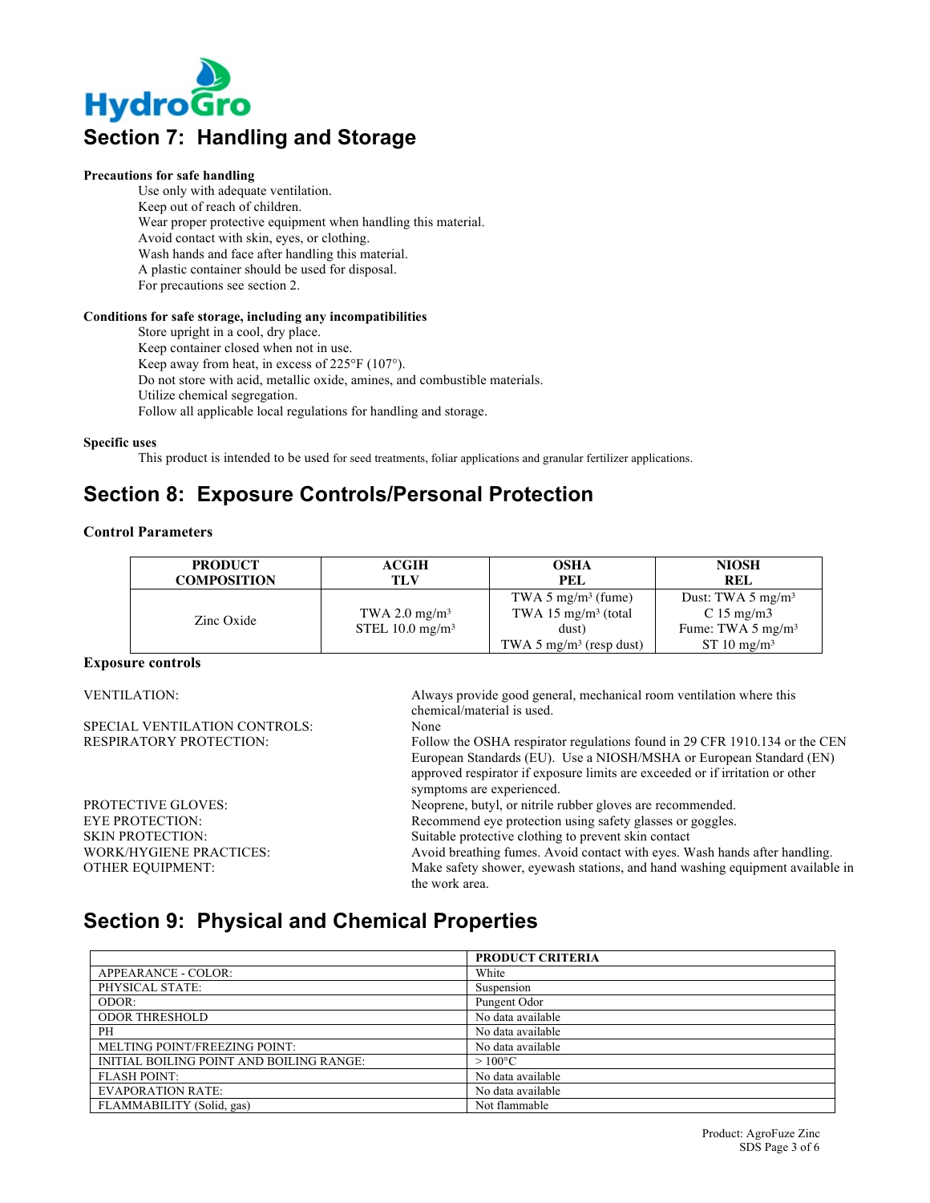## Section 7: Handling and Storage

**Precautions for safe handling**

Use only with adequate ventilation.
Keep out of reach of children.
Wear proper protective equipment when handling this material.
Avoid contact with skin, eyes, or clothing.
Wash hands and face after handling this material.
A plastic container should be used for disposal.
For precautions see section 2.

**Conditions for safe storage, including any incompatibilities**

Store upright in a cool, dry place.
Keep container closed when not in use.
Keep away from heat, in excess of 225°F (107°).
Do not store with acid, metallic oxide, amines, and combustible materials.
Utilize chemical segregation.
Follow all applicable local regulations for handling and storage.

**Specific uses**

This product is intended to be used for seed treatments, foliar applications and granular fertilizer applications.

## Section 8: Exposure Controls/Personal Protection

**Control Parameters**

| PRODUCT COMPOSITION | ACGIH TLV | OSHA PEL | NIOSH REL |
|---|---|---|---|
| Zinc Oxide | TWA 2.0 mg/m³<br>STEL 10.0 mg/m³ | TWA 5 mg/m³ (fume)<br>TWA 15 mg/m³ (total dust)<br>TWA 5 mg/m³ (resp dust) | Dust: TWA 5 mg/m³<br>C 15 mg/m3<br>Fume: TWA 5 mg/m³<br>ST 10 mg/m³ |

**Exposure controls**

| | |
|---|---|
| VENTILATION: | Always provide good general, mechanical room ventilation where this chemical/material is used. |
| SPECIAL VENTILATION CONTROLS: | None |
| RESPIRATORY PROTECTION: | Follow the OSHA respirator regulations found in 29 CFR 1910.134 or the CEN European Standards (EU). Use a NIOSH/MSHA or European Standard (EN) approved respirator if exposure limits are exceeded or if irritation or other symptoms are experienced. |
| PROTECTIVE GLOVES: | Neoprene, butyl, or nitrile rubber gloves are recommended. |
| EYE PROTECTION: | Recommend eye protection using safety glasses or goggles. |
| SKIN PROTECTION: | Suitable protective clothing to prevent skin contact |
| WORK/HYGIENE PRACTICES: | Avoid breathing fumes. Avoid contact with eyes. Wash hands after handling. |
| OTHER EQUIPMENT: | Make safety shower, eyewash stations, and hand washing equipment available in the work area. |

## Section 9: Physical and Chemical Properties

| | PRODUCT CRITERIA |
|---|---|
| APPEARANCE - COLOR: | White |
| PHYSICAL STATE: | Suspension |
| ODOR: | Pungent Odor |
| ODOR THRESHOLD | No data available |
| PH | No data available |
| MELTING POINT/FREEZING POINT: | No data available |
| INITIAL BOILING POINT AND BOILING RANGE: | > 100°C |
| FLASH POINT: | No data available |
| EVAPORATION RATE: | No data available |
| FLAMMABILITY (Solid, gas) | Not flammable |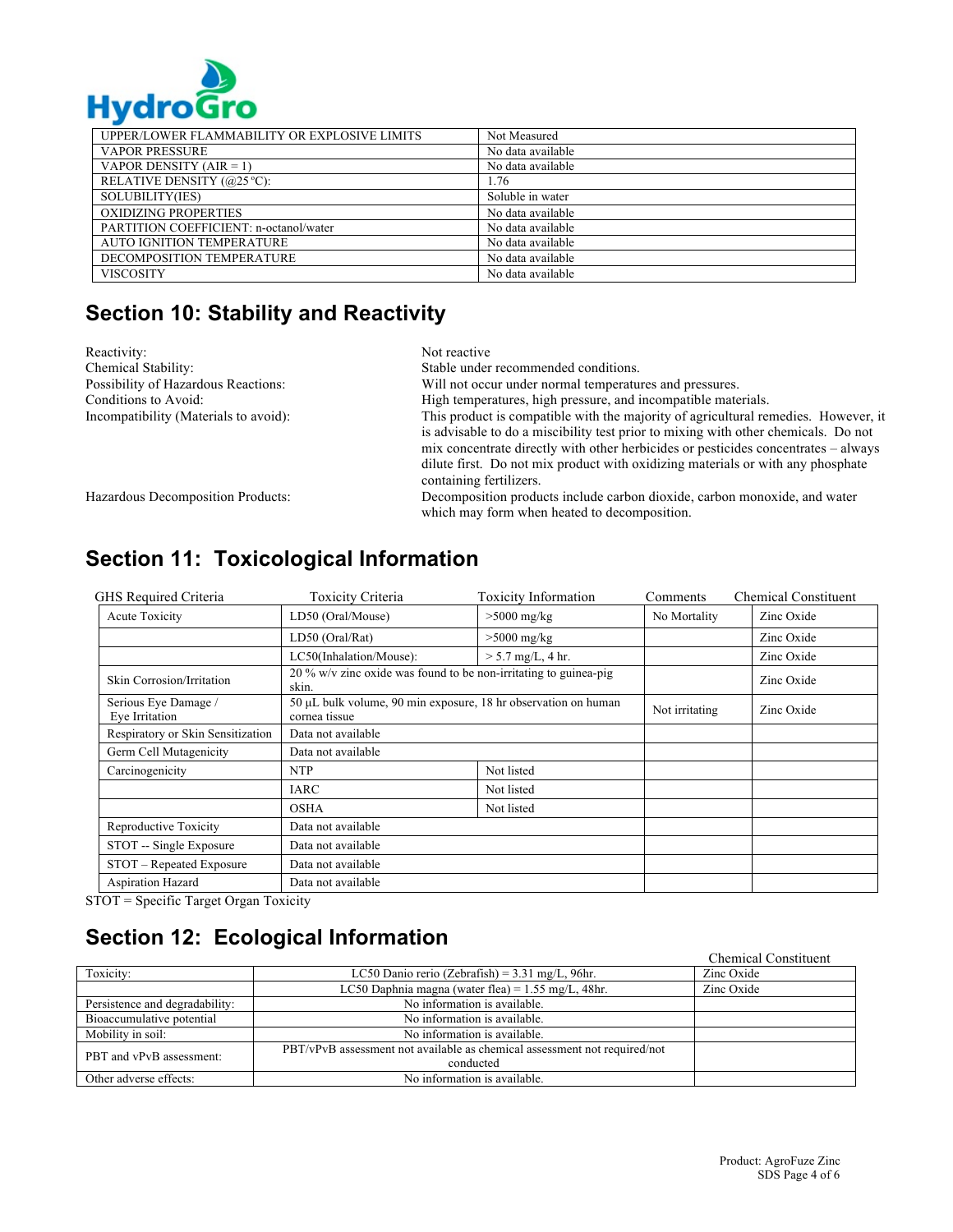| UPPER/LOWER FLAMMABILITY OR EXPLOSIVE LIMITS | Not Measured |
|---|---|
| VAPOR PRESSURE | No data available |
| VAPOR DENSITY (AIR = 1) | No data available |
| RELATIVE DENSITY (@25 ºC): | 1.76 |
| SOLUBILITY(IES) | Soluble in water |
| OXIDIZING PROPERTIES | No data available |
| PARTITION COEFFICIENT: n-octanol/water | No data available |
| AUTO IGNITION TEMPERATURE | No data available |
| DECOMPOSITION TEMPERATURE | No data available |
| VISCOSITY | No data available |

## Section 10: Stability and Reactivity

| | |
|---|---|
| Reactivity: | Not reactive |
| Chemical Stability: | Stable under recommended conditions. |
| Possibility of Hazardous Reactions: | Will not occur under normal temperatures and pressures. |
| Conditions to Avoid: | High temperatures, high pressure, and incompatible materials. |
| Incompatibility (Materials to avoid): | This product is compatible with the majority of agricultural remedies. However, it is advisable to do a miscibility test prior to mixing with other chemicals. Do not mix concentrate directly with other herbicides or pesticides concentrates – always dilute first. Do not mix product with oxidizing materials or with any phosphate containing fertilizers. |
| Hazardous Decomposition Products: | Decomposition products include carbon dioxide, carbon monoxide, and water which may form when heated to decomposition. |

## Section 11: Toxicological Information

| GHS Required Criteria | Toxicity Criteria | Toxicity Information | Comments | Chemical Constituent |
|---|---|---|---|---|
| Acute Toxicity | LD50 (Oral/Mouse) | >5000 mg/kg | No Mortality | Zinc Oxide |
| | LD50 (Oral/Rat) | >5000 mg/kg | | Zinc Oxide |
| | LC50(Inhalation/Mouse): | > 5.7 mg/L, 4 hr. | | Zinc Oxide |
| Skin Corrosion/Irritation | 20 % w/v zinc oxide was found to be non-irritating to guinea-pig skin. | | | Zinc Oxide |
| Serious Eye Damage / Eye Irritation | 50 µL bulk volume, 90 min exposure, 18 hr observation on human cornea tissue | | Not irritating | Zinc Oxide |
| Respiratory or Skin Sensitization | Data not available | | | |
| Germ Cell Mutagenicity | Data not available | | | |
| Carcinogenicity | NTP | Not listed | | |
| | IARC | Not listed | | |
| | OSHA | Not listed | | |
| Reproductive Toxicity | Data not available | | | |
| STOT -- Single Exposure | Data not available | | | |
| STOT – Repeated Exposure | Data not available | | | |
| Aspiration Hazard | Data not available | | | |

STOT = Specific Target Organ Toxicity

## Section 12: Ecological Information

| | | Chemical Constituent |
|---|---|---|
| Toxicity: | LC50 Danio rerio (Zebrafish) = 3.31 mg/L, 96hr. | Zinc Oxide |
| | LC50 Daphnia magna (water flea) = 1.55 mg/L, 48hr. | Zinc Oxide |
| Persistence and degradability: | No information is available. | |
| Bioaccumulative potential | No information is available. | |
| Mobility in soil: | No information is available. | |
| PBT and vPvB assessment: | PBT/vPvB assessment not available as chemical assessment not required/not conducted | |
| Other adverse effects: | No information is available. | |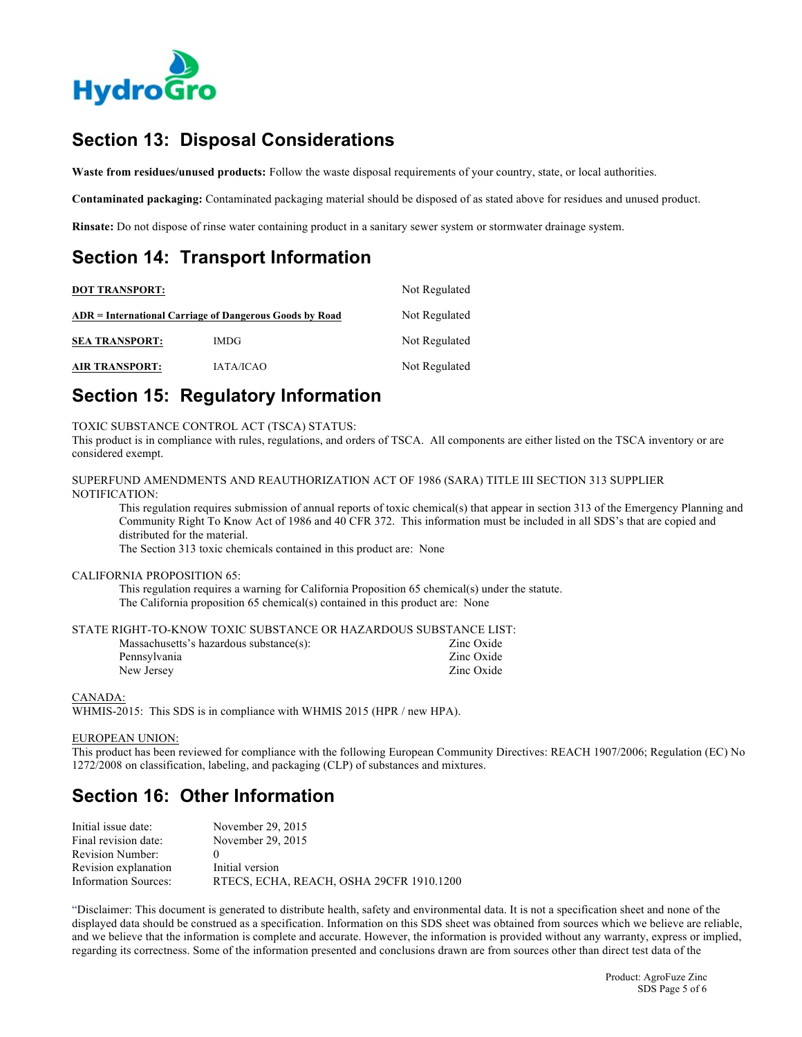## Section 13: Disposal Considerations

**Waste from residues/unused products:** Follow the waste disposal requirements of your country, state, or local authorities.

**Contaminated packaging:** Contaminated packaging material should be disposed of as stated above for residues and unused product.

**Rinsate:** Do not dispose of rinse water containing product in a sanitary sewer system or stormwater drainage system.

## Section 14: Transport Information

| | | |
|---|---|---|
| **DOT TRANSPORT:** | | Not Regulated |
| **ADR = International Carriage of Dangerous Goods by Road** | | Not Regulated |
| **SEA TRANSPORT:** | IMDG | Not Regulated |
| **AIR TRANSPORT:** | IATA/ICAO | Not Regulated |

## Section 15: Regulatory Information

TOXIC SUBSTANCE CONTROL ACT (TSCA) STATUS:
This product is in compliance with rules, regulations, and orders of TSCA. All components are either listed on the TSCA inventory or are considered exempt.

SUPERFUND AMENDMENTS AND REAUTHORIZATION ACT OF 1986 (SARA) TITLE III SECTION 313 SUPPLIER NOTIFICATION:

This regulation requires submission of annual reports of toxic chemical(s) that appear in section 313 of the Emergency Planning and Community Right To Know Act of 1986 and 40 CFR 372. This information must be included in all SDS's that are copied and distributed for the material.
The Section 313 toxic chemicals contained in this product are: None

CALIFORNIA PROPOSITION 65:

This regulation requires a warning for California Proposition 65 chemical(s) under the statute.
The California proposition 65 chemical(s) contained in this product are: None

STATE RIGHT-TO-KNOW TOXIC SUBSTANCE OR HAZARDOUS SUBSTANCE LIST:

| | |
|---|---|
| Massachusetts's hazardous substance(s): | Zinc Oxide |
| Pennsylvania | Zinc Oxide |
| New Jersey | Zinc Oxide |

CANADA:
WHMIS-2015: This SDS is in compliance with WHMIS 2015 (HPR / new HPA).

EUROPEAN UNION:
This product has been reviewed for compliance with the following European Community Directives: REACH 1907/2006; Regulation (EC) No 1272/2008 on classification, labeling, and packaging (CLP) of substances and mixtures.

## Section 16: Other Information

| | |
|---|---|
| Initial issue date: | November 29, 2015 |
| Final revision date: | November 29, 2015 |
| Revision Number: | 0 |
| Revision explanation | Initial version |
| Information Sources: | RTECS, ECHA, REACH, OSHA 29CFR 1910.1200 |

"Disclaimer: This document is generated to distribute health, safety and environmental data. It is not a specification sheet and none of the displayed data should be construed as a specification. Information on this SDS sheet was obtained from sources which we believe are reliable, and we believe that the information is complete and accurate. However, the information is provided without any warranty, express or implied, regarding its correctness. Some of the information presented and conclusions drawn are from sources other than direct test data of the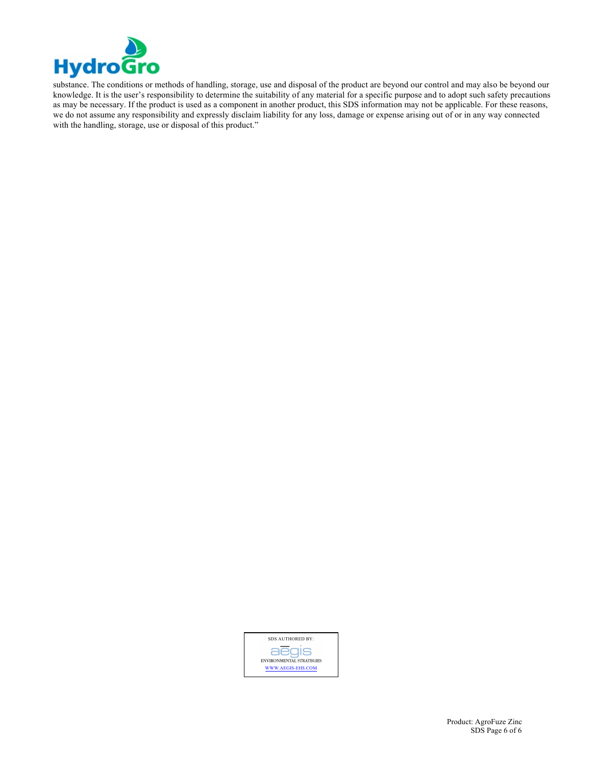substance. The conditions or methods of handling, storage, use and disposal of the product are beyond our control and may also be beyond our knowledge. It is the user's responsibility to determine the suitability of any material for a specific purpose and to adopt such safety precautions as may be necessary. If the product is used as a component in another product, this SDS information may not be applicable. For these reasons, we do not assume any responsibility and expressly disclaim liability for any loss, damage or expense arising out of or in any way connected with the handling, storage, use or disposal of this product."

SDS AUTHORED BY:

aegis

ENVIRONMENTAL STRATEGIES

WWW.AEGIS-EHS.COM